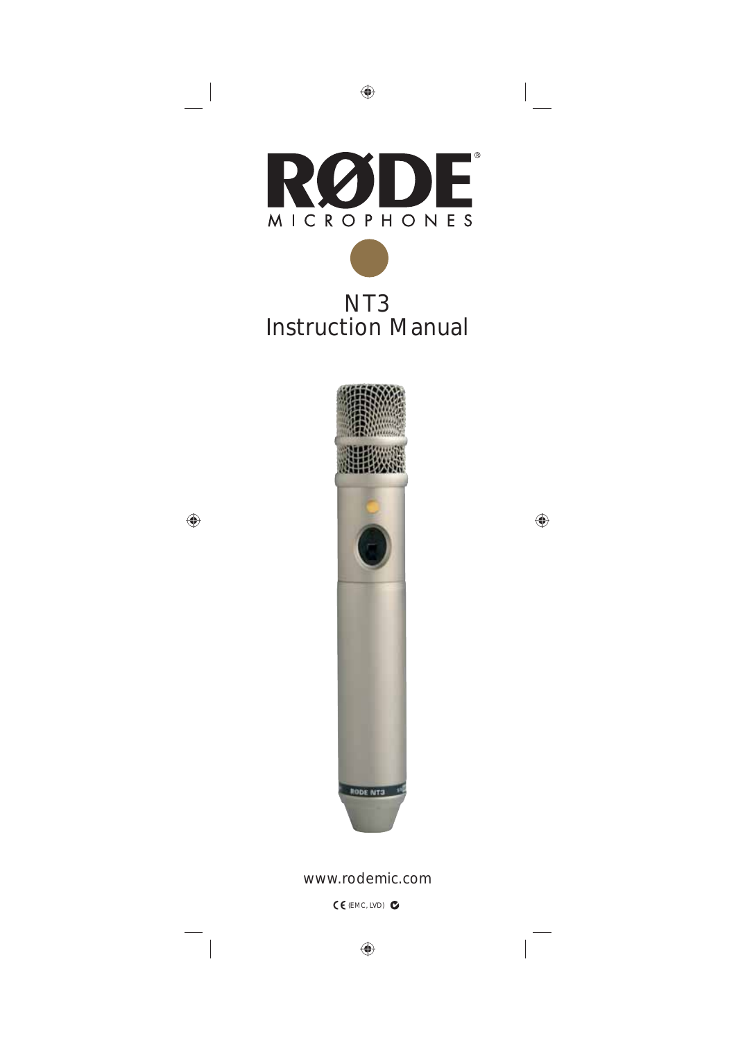# RØDE®

MICROPHONES

## NT3
## Instruction Manual

www.rodemic.com

CE (EMC, LVD)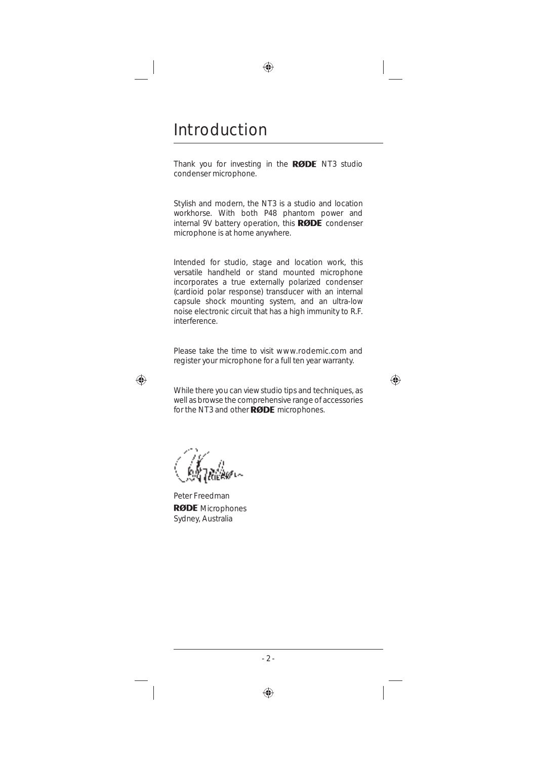# Introduction

Thank you for investing in the RØDE NT3 studio condenser microphone.

Stylish and modern, the NT3 is a studio and location workhorse. With both P48 phantom power and internal 9V battery operation, this RØDE condenser microphone is at home anywhere.

Intended for studio, stage and location work, this versatile handheld or stand mounted microphone incorporates a true externally polarized condenser (cardioid polar response) transducer with an internal capsule shock mounting system, and an ultra-low noise electronic circuit that has a high immunity to R.F. interference.

Please take the time to visit www.rodemic.com and register your microphone for a full ten year warranty.

While there you can view studio tips and techniques, as well as browse the comprehensive range of accessories for the NT3 and other RØDE microphones.

Peter Freedman
RØDE Microphones
Sydney, Australia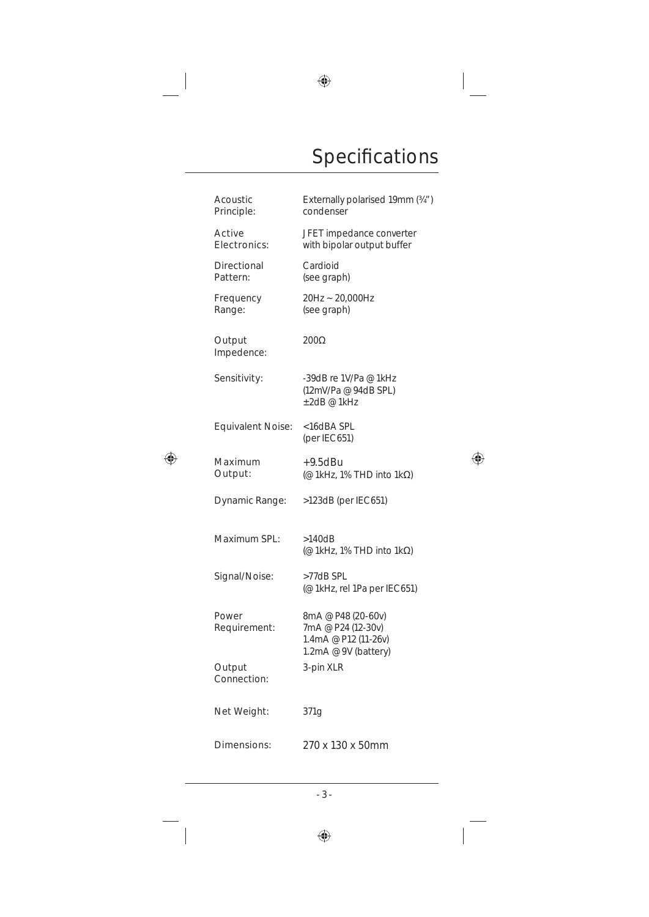# Specifications

| | |
|---|---|
| Acoustic Principle: | Externally polarised 19mm (¾") condenser |
| Active Electronics: | JFET impedance converter with bipolar output buffer |
| Directional Pattern: | Cardioid (see graph) |
| Frequency Range: | 20Hz ~ 20,000Hz (see graph) |
| Output Impedence: | 200Ω |
| Sensitivity: | -39dB re 1V/Pa @ 1kHz (12mV/Pa @ 94dB SPL) ±2dB @ 1kHz |
| Equivalent Noise: | <16dBA SPL (per IEC651) |
| Maximum Output: | +9.5dBu (@ 1kHz, 1% THD into 1kΩ) |
| Dynamic Range: | >123dB (per IEC651) |
| Maximum SPL: | >140dB (@ 1kHz, 1% THD into 1kΩ) |
| Signal/Noise: | >77dB SPL (@ 1kHz, rel 1Pa per IEC651) |
| Power Requirement: | 8mA @ P48 (20-60v)<br>7mA @ P24 (12-30v)<br>1.4mA @ P12 (11-26v)<br>1.2mA @ 9V (battery) |
| Output Connection: | 3-pin XLR |
| Net Weight: | 371g |
| Dimensions: | 270 x 130 x 50mm |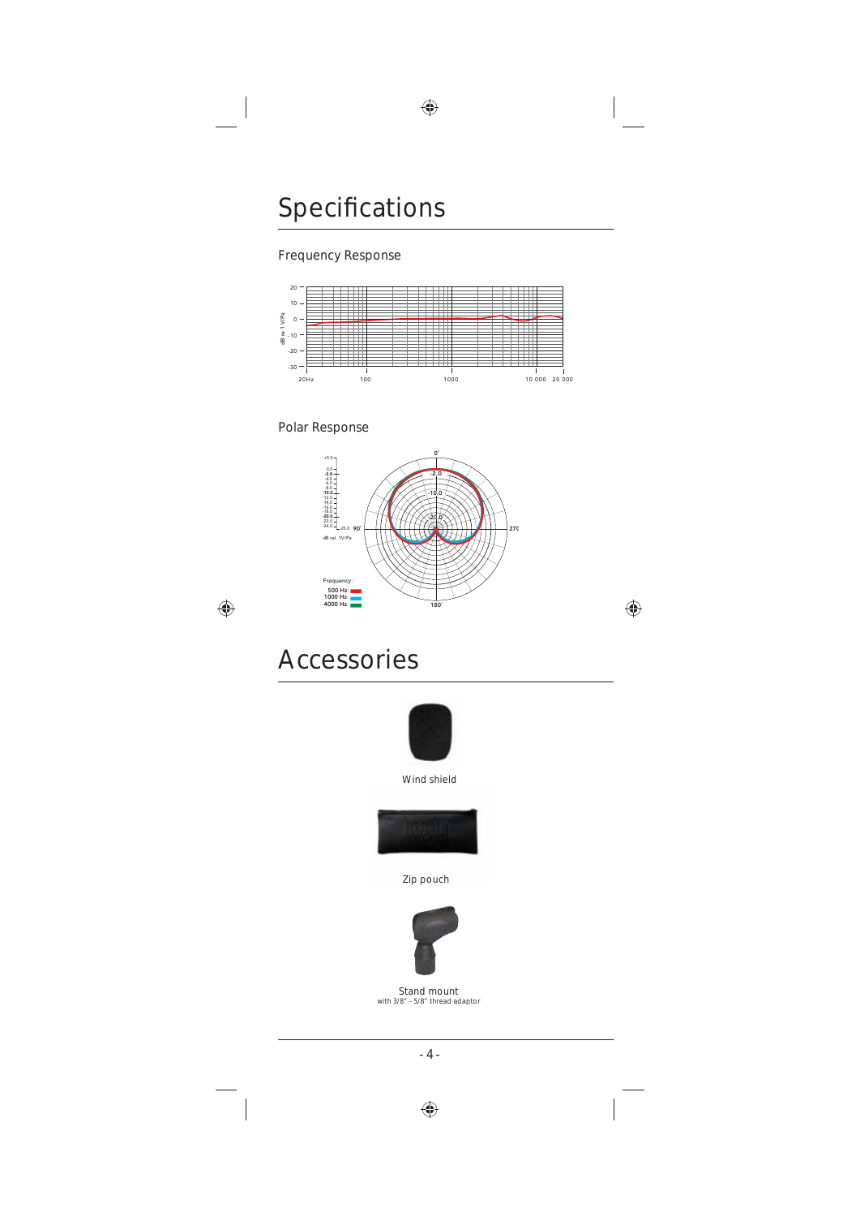# Specifications

## Frequency Response

## Polar Response

Frequency:
500 Hz
1000 Hz
4000 Hz

# Accessories

Wind shield

Zip pouch

Stand mount
with 3/8" - 5/8" thread adaptor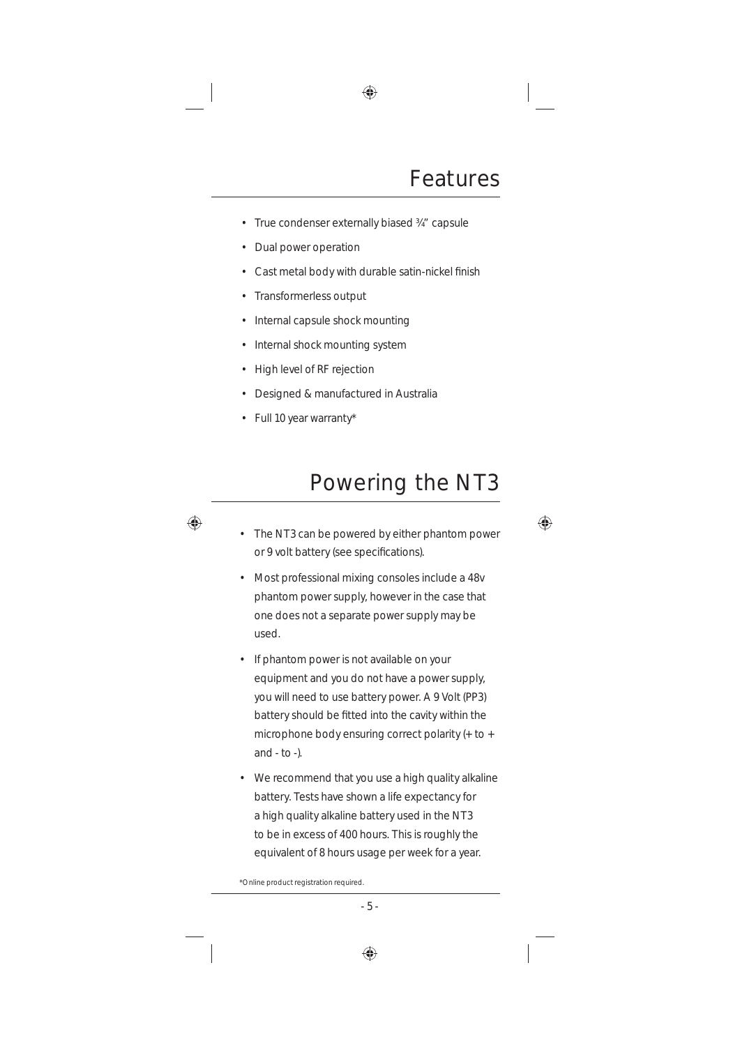# Features

- True condenser externally biased ¾" capsule
- Dual power operation
- Cast metal body with durable satin-nickel finish
- Transformerless output
- Internal capsule shock mounting
- Internal shock mounting system
- High level of RF rejection
- Designed & manufactured in Australia
- Full 10 year warranty*

# Powering the NT3

- The NT3 can be powered by either phantom power or 9 volt battery (see specifications).
- Most professional mixing consoles include a 48v phantom power supply, however in the case that one does not a separate power supply may be used.
- If phantom power is not available on your equipment and you do not have a power supply, you will need to use battery power. A 9 Volt (PP3) battery should be fitted into the cavity within the microphone body ensuring correct polarity (+ to + and - to -).
- We recommend that you use a high quality alkaline battery. Tests have shown a life expectancy for a high quality alkaline battery used in the NT3 to be in excess of 400 hours. This is roughly the equivalent of 8 hours usage per week for a year.

*Online product registration required.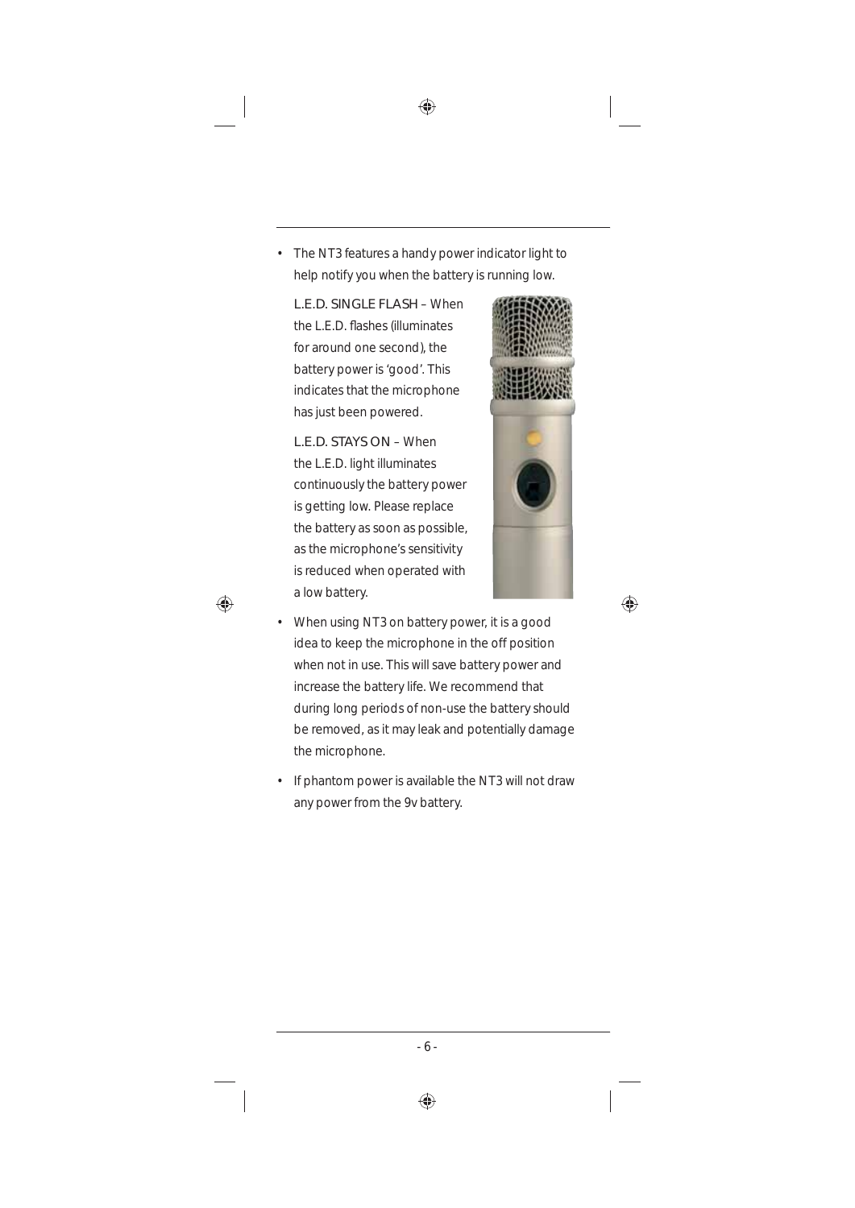- The NT3 features a handy power indicator light to help notify you when the battery is running low.

  L.E.D. SINGLE FLASH – When the L.E.D. flashes (illuminates for around one second), the battery power is 'good'. This indicates that the microphone has just been powered.

  L.E.D. STAYS ON – When the L.E.D. light illuminates continuously the battery power is getting low. Please replace the battery as soon as possible, as the microphone's sensitivity is reduced when operated with a low battery.

- When using NT3 on battery power, it is a good idea to keep the microphone in the off position when not in use. This will save battery power and increase the battery life. We recommend that during long periods of non-use the battery should be removed, as it may leak and potentially damage the microphone.

- If phantom power is available the NT3 will not draw any power from the 9v battery.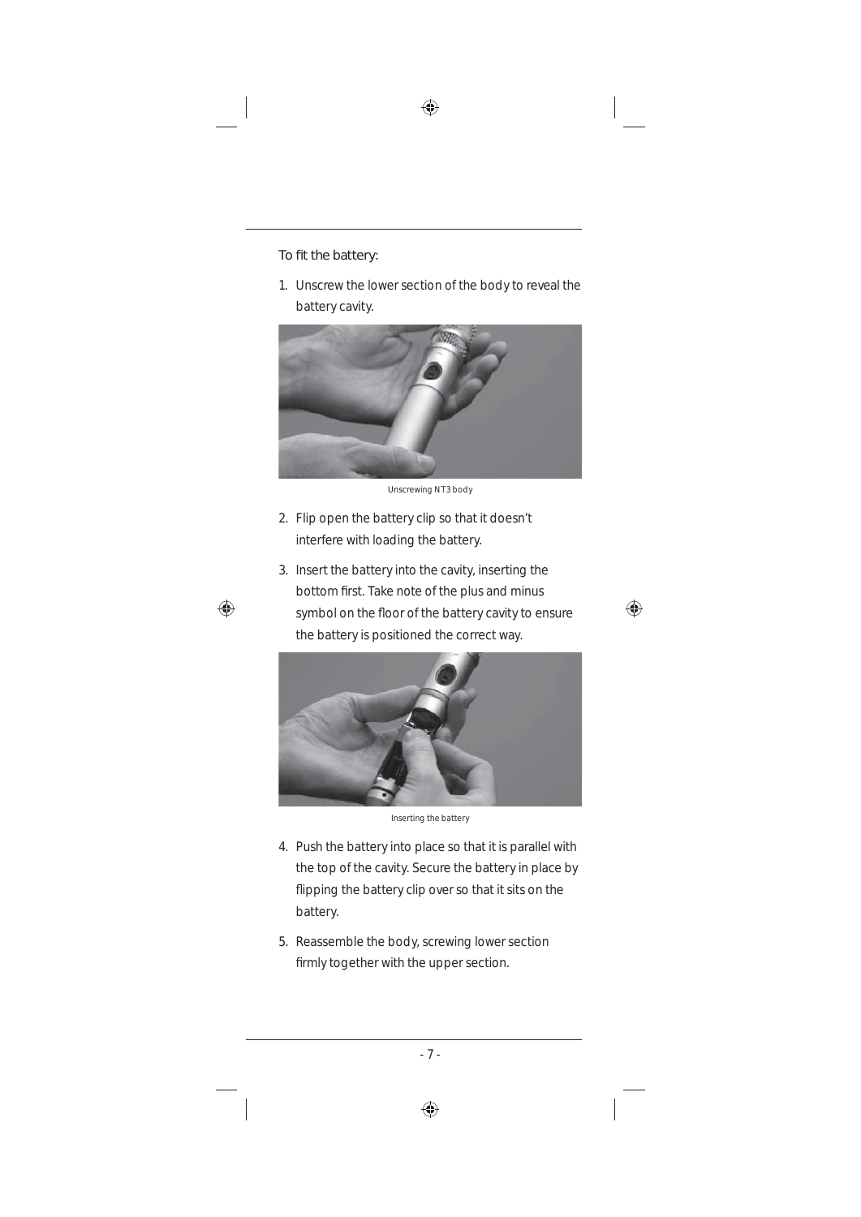To fit the battery:

1. Unscrew the lower section of the body to reveal the battery cavity.

Unscrewing NT3 body

2. Flip open the battery clip so that it doesn't interfere with loading the battery.

3. Insert the battery into the cavity, inserting the bottom first. Take note of the plus and minus symbol on the floor of the battery cavity to ensure the battery is positioned the correct way.

Inserting the battery

4. Push the battery into place so that it is parallel with the top of the cavity. Secure the battery in place by flipping the battery clip over so that it sits on the battery.

5. Reassemble the body, screwing lower section firmly together with the upper section.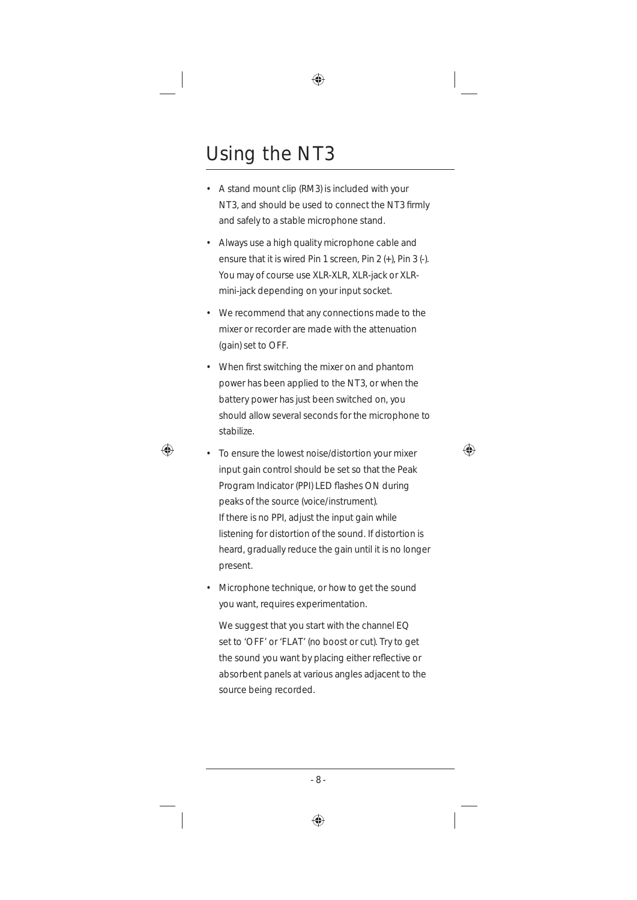# Using the NT3

- A stand mount clip (RM3) is included with your NT3, and should be used to connect the NT3 firmly and safely to a stable microphone stand.
- Always use a high quality microphone cable and ensure that it is wired Pin 1 screen, Pin 2 (+), Pin 3 (-). You may of course use XLR-XLR, XLR-jack or XLR-mini-jack depending on your input socket.
- We recommend that any connections made to the mixer or recorder are made with the attenuation (gain) set to OFF.
- When first switching the mixer on and phantom power has been applied to the NT3, or when the battery power has just been switched on, you should allow several seconds for the microphone to stabilize.
- To ensure the lowest noise/distortion your mixer input gain control should be set so that the Peak Program Indicator (PPI) LED flashes ON during peaks of the source (voice/instrument).
  If there is no PPI, adjust the input gain while listening for distortion of the sound. If distortion is heard, gradually reduce the gain until it is no longer present.
- Microphone technique, or how to get the sound you want, requires experimentation.

  We suggest that you start with the channel EQ set to 'OFF' or 'FLAT' (no boost or cut). Try to get the sound you want by placing either reflective or absorbent panels at various angles adjacent to the source being recorded.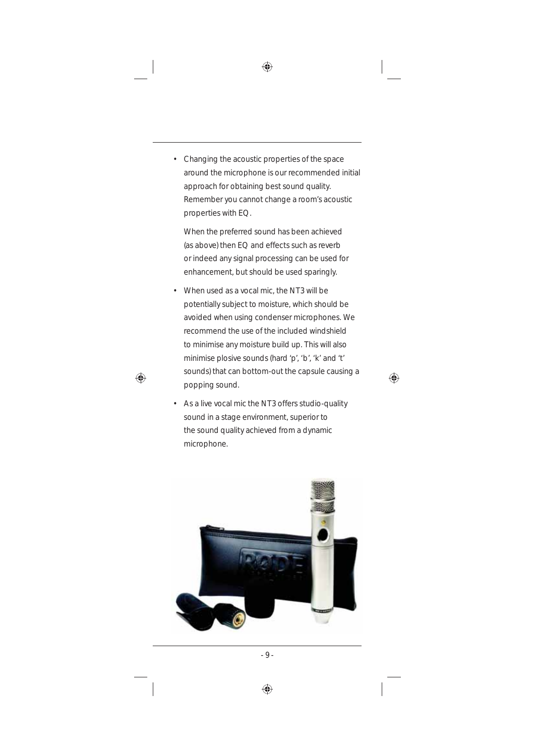- Changing the acoustic properties of the space around the microphone is our recommended initial approach for obtaining best sound quality. Remember you cannot change a room's acoustic properties with EQ.

  When the preferred sound has been achieved (as above) then EQ and effects such as reverb or indeed any signal processing can be used for enhancement, but should be used sparingly.

- When used as a vocal mic, the NT3 will be potentially subject to moisture, which should be avoided when using condenser microphones. We recommend the use of the included windshield to minimise any moisture build up. This will also minimise plosive sounds (hard 'p', 'b', 'k' and 't' sounds) that can bottom-out the capsule causing a popping sound.

- As a live vocal mic the NT3 offers studio-quality sound in a stage environment, superior to the sound quality achieved from a dynamic microphone.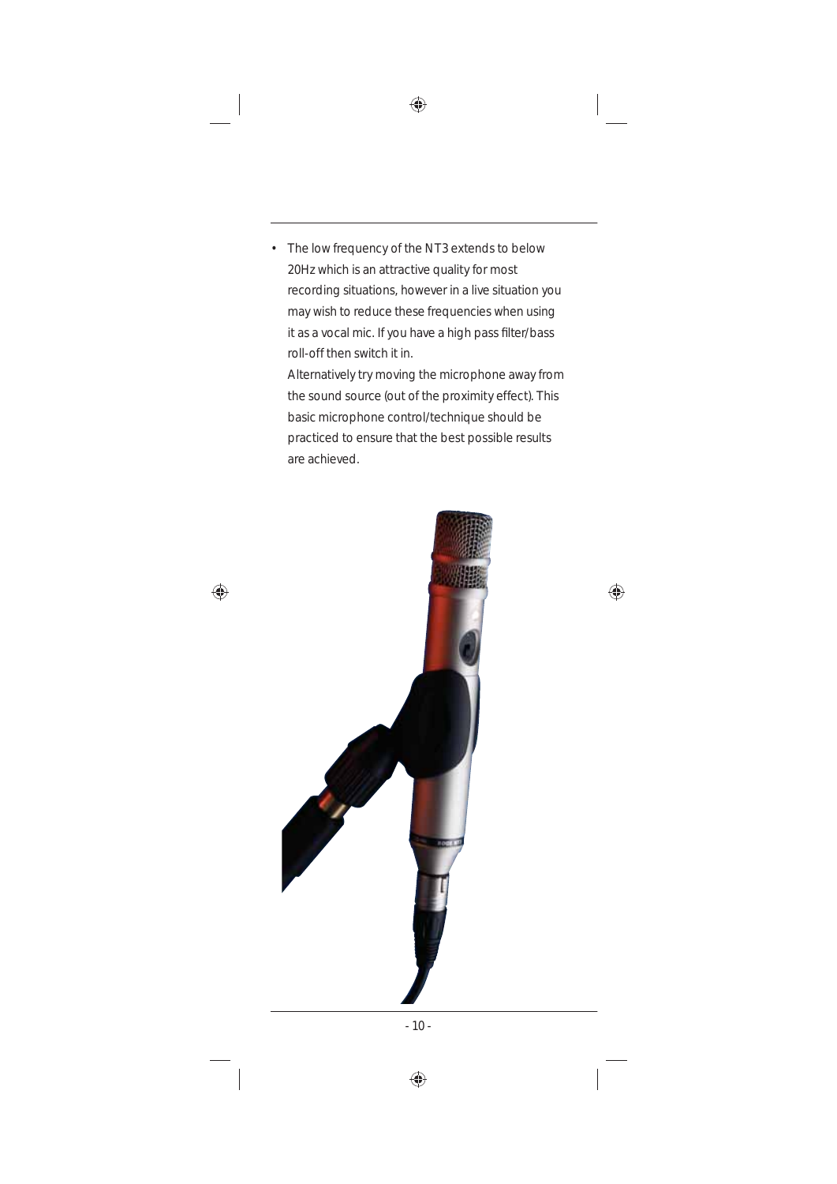- The low frequency of the NT3 extends to below 20Hz which is an attractive quality for most recording situations, however in a live situation you may wish to reduce these frequencies when using it as a vocal mic. If you have a high pass filter/bass roll-off then switch it in.

  Alternatively try moving the microphone away from the sound source (out of the proximity effect). This basic microphone control/technique should be practiced to ensure that the best possible results are achieved.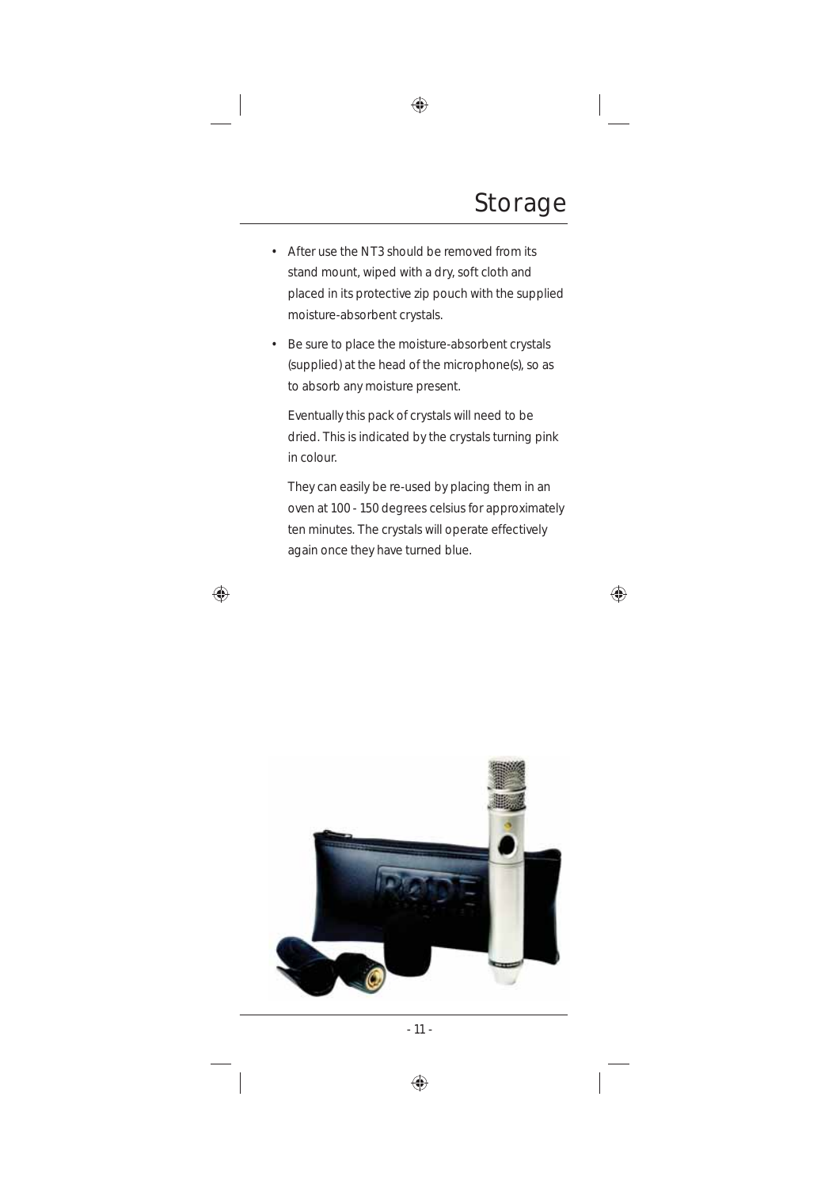# Storage

- After use the NT3 should be removed from its stand mount, wiped with a dry, soft cloth and placed in its protective zip pouch with the supplied moisture-absorbent crystals.
- Be sure to place the moisture-absorbent crystals (supplied) at the head of the microphone(s), so as to absorb any moisture present.

  Eventually this pack of crystals will need to be dried. This is indicated by the crystals turning pink in colour.

  They can easily be re-used by placing them in an oven at 100 - 150 degrees celsius for approximately ten minutes. The crystals will operate effectively again once they have turned blue.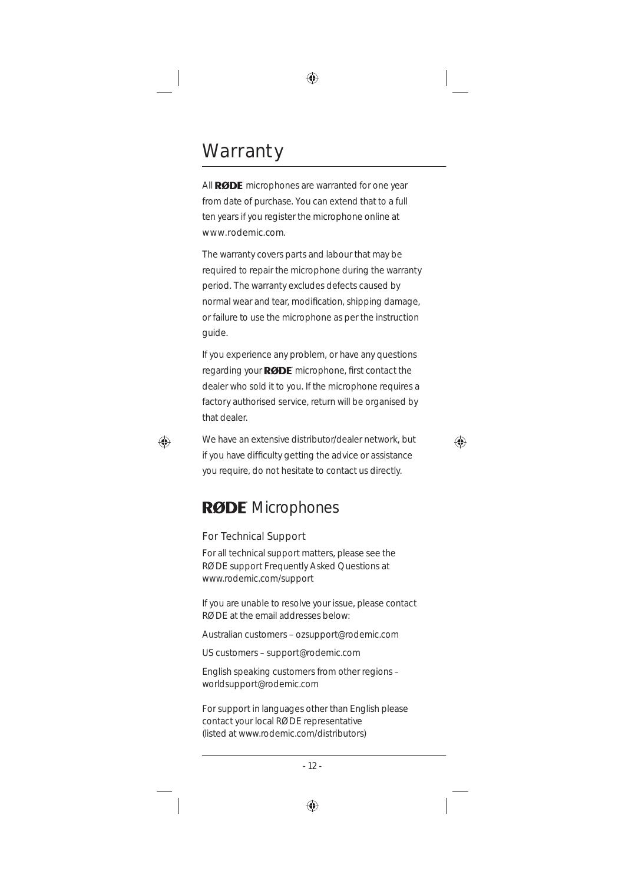# Warranty

All RØDE microphones are warranted for one year from date of purchase. You can extend that to a full ten years if you register the microphone online at www.rodemic.com.

The warranty covers parts and labour that may be required to repair the microphone during the warranty period. The warranty excludes defects caused by normal wear and tear, modification, shipping damage, or failure to use the microphone as per the instruction guide.

If you experience any problem, or have any questions regarding your RØDE microphone, first contact the dealer who sold it to you. If the microphone requires a factory authorised service, return will be organised by that dealer.

We have an extensive distributor/dealer network, but if you have difficulty getting the advice or assistance you require, do not hesitate to contact us directly.

# RØDE Microphones

## For Technical Support

For all technical support matters, please see the RØDE support Frequently Asked Questions at www.rodemic.com/support

If you are unable to resolve your issue, please contact RØDE at the email addresses below:

Australian customers – ozsupport@rodemic.com

US customers – support@rodemic.com

English speaking customers from other regions – worldsupport@rodemic.com

For support in languages other than English please contact your local RØDE representative (listed at www.rodemic.com/distributors)